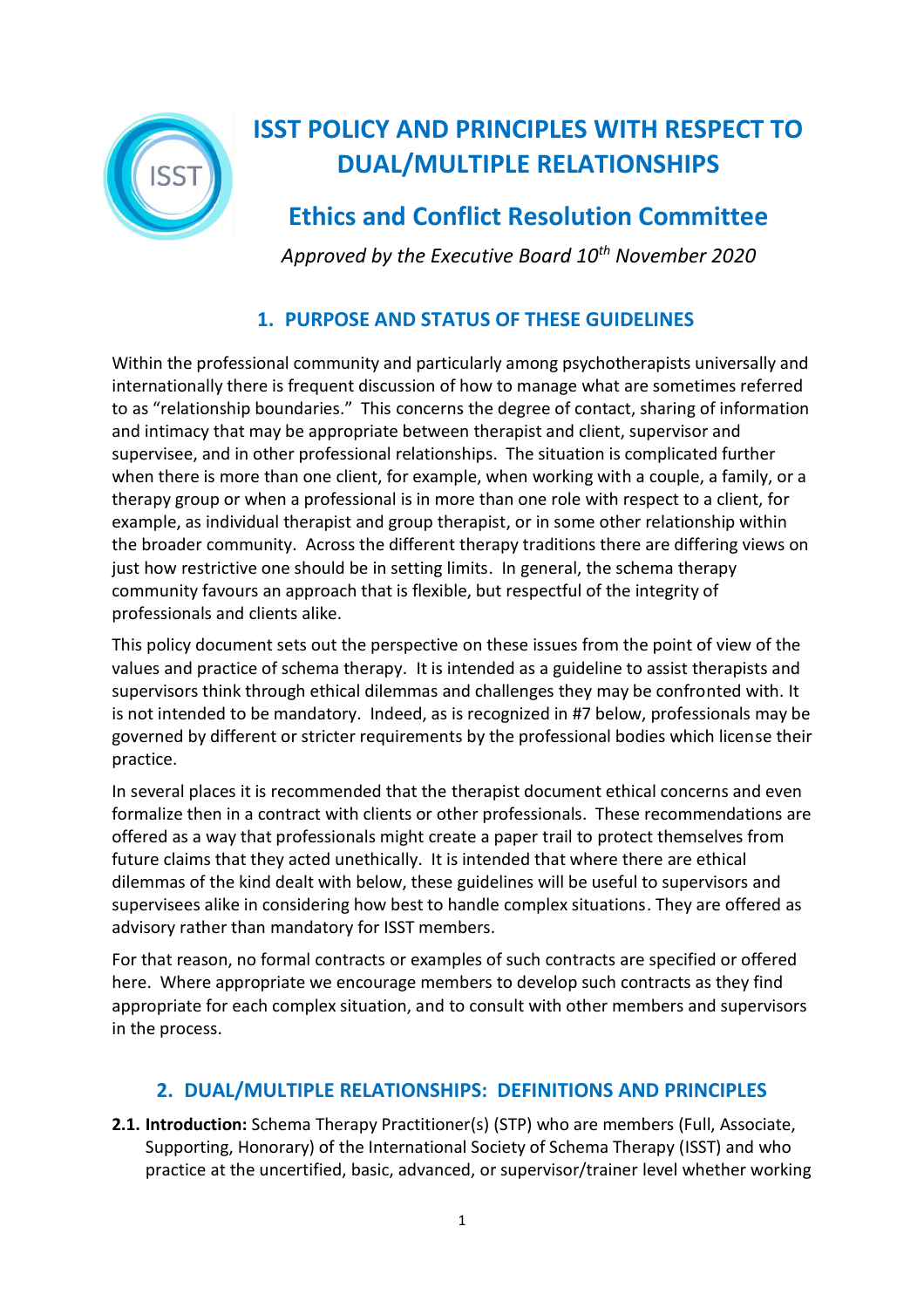# ISST POLICY AND PRINCIPLES WITH RESPECT TO DUAL/MULTIPLE RELATIONSHIPS

## Ethics and Conflict Resolution Committee

*Approved by the Executive Board 10th November 2020*

## 1. PURPOSE AND STATUS OF THESE GUIDELINES

Within the professional community and particularly among psychotherapists universally and internationally there is frequent discussion of how to manage what are sometimes referred to as "relationship boundaries." This concerns the degree of contact, sharing of information and intimacy that may be appropriate between therapist and client, supervisor and supervisee, and in other professional relationships. The situation is complicated further when there is more than one client, for example, when working with a couple, a family, or a therapy group or when a professional is in more than one role with respect to a client, for example, as individual therapist and group therapist, or in some other relationship within the broader community. Across the different therapy traditions there are differing views on just how restrictive one should be in setting limits. In general, the schema therapy community favours an approach that is flexible, but respectful of the integrity of professionals and clients alike.

This policy document sets out the perspective on these issues from the point of view of the values and practice of schema therapy. It is intended as a guideline to assist therapists and supervisors think through ethical dilemmas and challenges they may be confronted with. It is not intended to be mandatory. Indeed, as is recognized in #7 below, professionals may be governed by different or stricter requirements by the professional bodies which license their practice.

In several places it is recommended that the therapist document ethical concerns and even formalize then in a contract with clients or other professionals. These recommendations are offered as a way that professionals might create a paper trail to protect themselves from future claims that they acted unethically. It is intended that where there are ethical dilemmas of the kind dealt with below, these guidelines will be useful to supervisors and supervisees alike in considering how best to handle complex situations. They are offered as advisory rather than mandatory for ISST members.

For that reason, no formal contracts or examples of such contracts are specified or offered here. Where appropriate we encourage members to develop such contracts as they find appropriate for each complex situation, and to consult with other members and supervisors in the process.

## 2. DUAL/MULTIPLE RELATIONSHIPS: DEFINITIONS AND PRINCIPLES

**2.1. Introduction:** Schema Therapy Practitioner(s) (STP) who are members (Full, Associate, Supporting, Honorary) of the International Society of Schema Therapy (ISST) and who practice at the uncertified, basic, advanced, or supervisor/trainer level whether working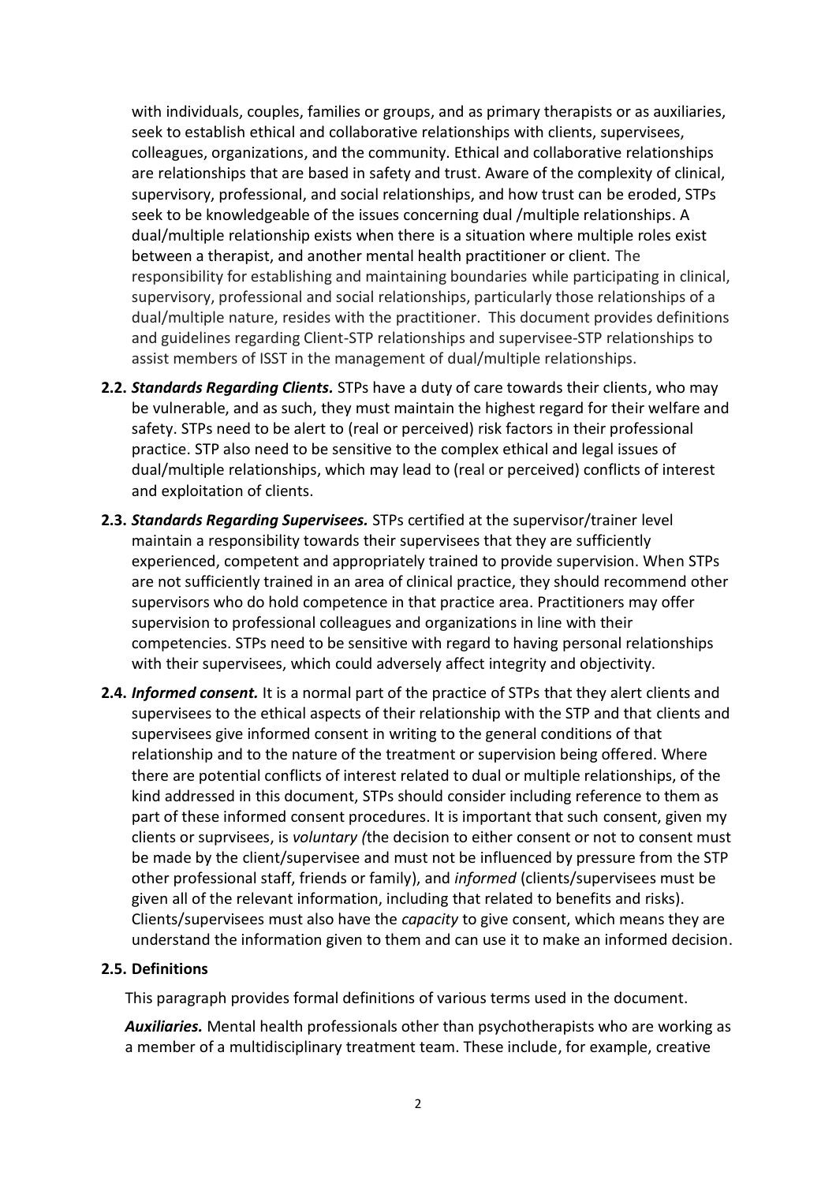with individuals, couples, families or groups, and as primary therapists or as auxiliaries, seek to establish ethical and collaborative relationships with clients, supervisees, colleagues, organizations, and the community. Ethical and collaborative relationships are relationships that are based in safety and trust. Aware of the complexity of clinical, supervisory, professional, and social relationships, and how trust can be eroded, STPs seek to be knowledgeable of the issues concerning dual /multiple relationships. A dual/multiple relationship exists when there is a situation where multiple roles exist between a therapist, and another mental health practitioner or client. The responsibility for establishing and maintaining boundaries while participating in clinical, supervisory, professional and social relationships, particularly those relationships of a dual/multiple nature, resides with the practitioner. This document provides definitions and guidelines regarding Client-STP relationships and supervisee-STP relationships to assist members of ISST in the management of dual/multiple relationships.

**2.2.** ***Standards Regarding Clients.*** STPs have a duty of care towards their clients, who may be vulnerable, and as such, they must maintain the highest regard for their welfare and safety. STPs need to be alert to (real or perceived) risk factors in their professional practice. STP also need to be sensitive to the complex ethical and legal issues of dual/multiple relationships, which may lead to (real or perceived) conflicts of interest and exploitation of clients.

**2.3.** ***Standards Regarding Supervisees.*** STPs certified at the supervisor/trainer level maintain a responsibility towards their supervisees that they are sufficiently experienced, competent and appropriately trained to provide supervision. When STPs are not sufficiently trained in an area of clinical practice, they should recommend other supervisors who do hold competence in that practice area. Practitioners may offer supervision to professional colleagues and organizations in line with their competencies. STPs need to be sensitive with regard to having personal relationships with their supervisees, which could adversely affect integrity and objectivity.

**2.4.** ***Informed consent.*** It is a normal part of the practice of STPs that they alert clients and supervisees to the ethical aspects of their relationship with the STP and that clients and supervisees give informed consent in writing to the general conditions of that relationship and to the nature of the treatment or supervision being offered. Where there are potential conflicts of interest related to dual or multiple relationships, of the kind addressed in this document, STPs should consider including reference to them as part of these informed consent procedures. It is important that such consent, given my clients or suprvisees, is *voluntary (*the decision to either consent or not to consent must be made by the client/supervisee and must not be influenced by pressure from the STP other professional staff, friends or family), and *informed* (clients/supervisees must be given all of the relevant information, including that related to benefits and risks). Clients/supervisees must also have the *capacity* to give consent, which means they are understand the information given to them and can use it to make an informed decision.

**2.5. Definitions**

This paragraph provides formal definitions of various terms used in the document.

***Auxiliaries.*** Mental health professionals other than psychotherapists who are working as a member of a multidisciplinary treatment team. These include, for example, creative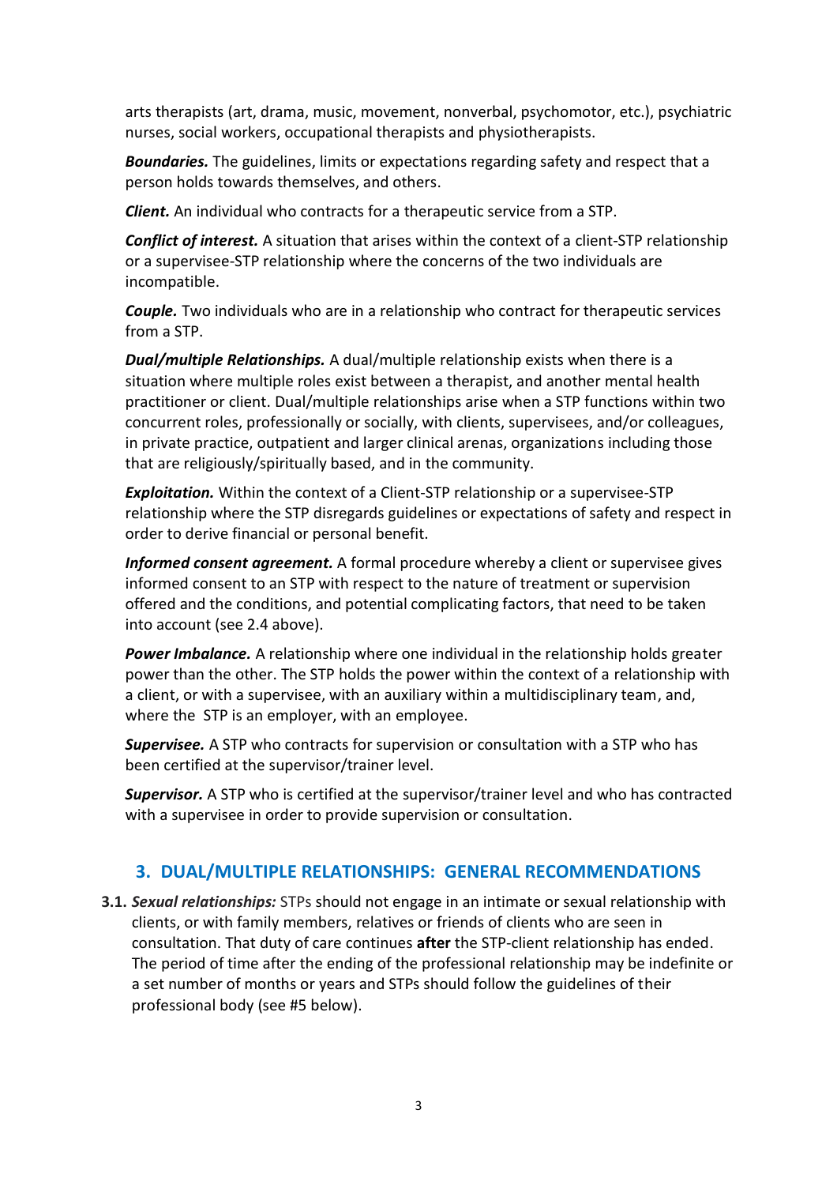arts therapists (art, drama, music, movement, nonverbal, psychomotor, etc.), psychiatric nurses, social workers, occupational therapists and physiotherapists.

***Boundaries.*** The guidelines, limits or expectations regarding safety and respect that a person holds towards themselves, and others.

***Client.*** An individual who contracts for a therapeutic service from a STP.

***Conflict of interest.*** A situation that arises within the context of a client-STP relationship or a supervisee-STP relationship where the concerns of the two individuals are incompatible.

***Couple.*** Two individuals who are in a relationship who contract for therapeutic services from a STP.

***Dual/multiple Relationships.*** A dual/multiple relationship exists when there is a situation where multiple roles exist between a therapist, and another mental health practitioner or client. Dual/multiple relationships arise when a STP functions within two concurrent roles, professionally or socially, with clients, supervisees, and/or colleagues, in private practice, outpatient and larger clinical arenas, organizations including those that are religiously/spiritually based, and in the community.

***Exploitation.*** Within the context of a Client-STP relationship or a supervisee-STP relationship where the STP disregards guidelines or expectations of safety and respect in order to derive financial or personal benefit.

***Informed consent agreement.*** A formal procedure whereby a client or supervisee gives informed consent to an STP with respect to the nature of treatment or supervision offered and the conditions, and potential complicating factors, that need to be taken into account (see 2.4 above).

***Power Imbalance.*** A relationship where one individual in the relationship holds greater power than the other. The STP holds the power within the context of a relationship with a client, or with a supervisee, with an auxiliary within a multidisciplinary team, and, where the STP is an employer, with an employee.

***Supervisee.*** A STP who contracts for supervision or consultation with a STP who has been certified at the supervisor/trainer level.

***Supervisor.*** A STP who is certified at the supervisor/trainer level and who has contracted with a supervisee in order to provide supervision or consultation.

## 3. DUAL/MULTIPLE RELATIONSHIPS: GENERAL RECOMMENDATIONS

**3.1.** ***Sexual relationships:*** STPs should not engage in an intimate or sexual relationship with clients, or with family members, relatives or friends of clients who are seen in consultation. That duty of care continues **after** the STP-client relationship has ended. The period of time after the ending of the professional relationship may be indefinite or a set number of months or years and STPs should follow the guidelines of their professional body (see #5 below).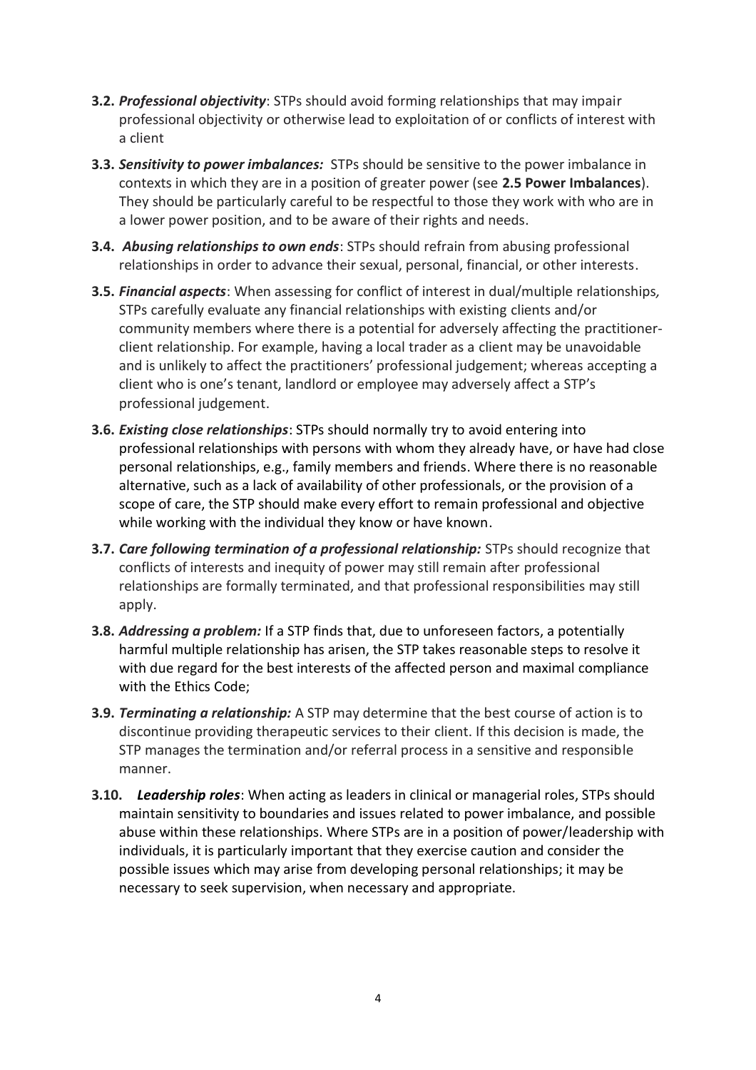**3.2.** ***Professional objectivity***: STPs should avoid forming relationships that may impair professional objectivity or otherwise lead to exploitation of or conflicts of interest with a client

**3.3.** ***Sensitivity to power imbalances:*** STPs should be sensitive to the power imbalance in contexts in which they are in a position of greater power (see **2.5 Power Imbalances**). They should be particularly careful to be respectful to those they work with who are in a lower power position, and to be aware of their rights and needs.

**3.4.** ***Abusing relationships to own ends***: STPs should refrain from abusing professional relationships in order to advance their sexual, personal, financial, or other interests.

**3.5.** ***Financial aspects***: When assessing for conflict of interest in dual/multiple relationships*,* STPs carefully evaluate any financial relationships with existing clients and/or community members where there is a potential for adversely affecting the practitioner-client relationship. For example, having a local trader as a client may be unavoidable and is unlikely to affect the practitioners' professional judgement; whereas accepting a client who is one's tenant, landlord or employee may adversely affect a STP's professional judgement.

**3.6.** ***Existing close relationships***: STPs should normally try to avoid entering into professional relationships with persons with whom they already have, or have had close personal relationships, e.g., family members and friends. Where there is no reasonable alternative, such as a lack of availability of other professionals, or the provision of a scope of care, the STP should make every effort to remain professional and objective while working with the individual they know or have known.

**3.7.** ***Care following termination of a professional relationship:*** STPs should recognize that conflicts of interests and inequity of power may still remain after professional relationships are formally terminated, and that professional responsibilities may still apply.

**3.8.** ***Addressing a problem:*** If a STP finds that, due to unforeseen factors, a potentially harmful multiple relationship has arisen, the STP takes reasonable steps to resolve it with due regard for the best interests of the affected person and maximal compliance with the Ethics Code;

**3.9.** ***Terminating a relationship:*** A STP may determine that the best course of action is to discontinue providing therapeutic services to their client. If this decision is made, the STP manages the termination and/or referral process in a sensitive and responsible manner.

**3.10.** ***Leadership roles***: When acting as leaders in clinical or managerial roles, STPs should maintain sensitivity to boundaries and issues related to power imbalance, and possible abuse within these relationships. Where STPs are in a position of power/leadership with individuals, it is particularly important that they exercise caution and consider the possible issues which may arise from developing personal relationships; it may be necessary to seek supervision, when necessary and appropriate.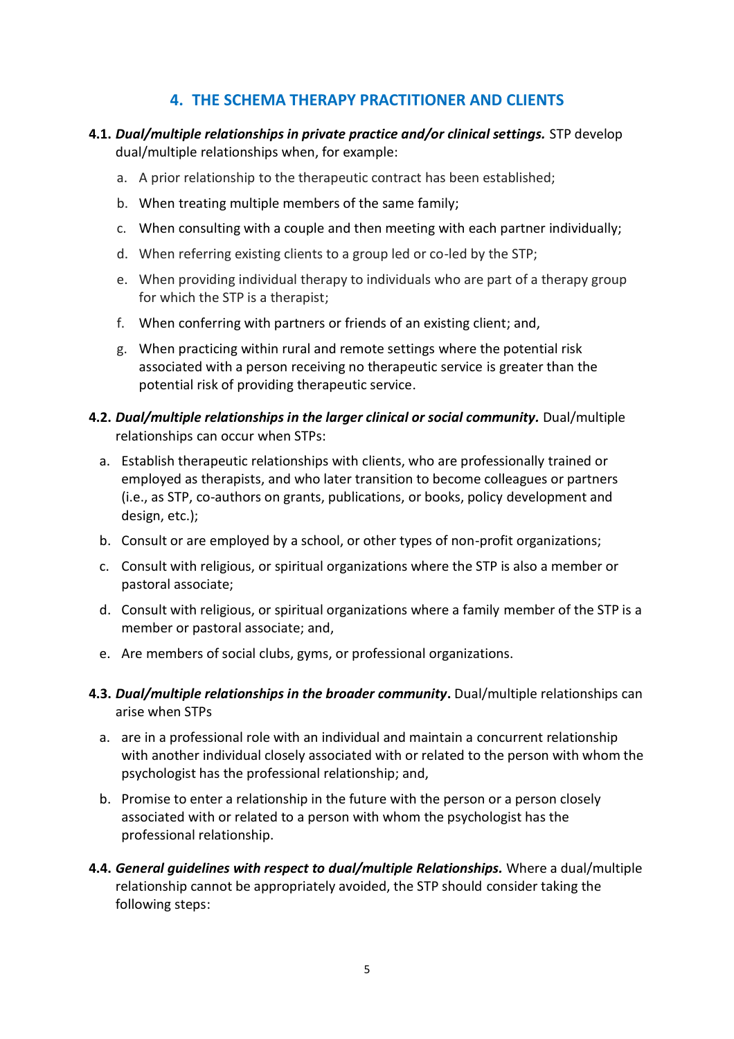## 4. THE SCHEMA THERAPY PRACTITIONER AND CLIENTS

**4.1. *Dual/multiple relationships in private practice and/or clinical settings.*** STP develop dual/multiple relationships when, for example:

a. A prior relationship to the therapeutic contract has been established;

b. When treating multiple members of the same family;

c. When consulting with a couple and then meeting with each partner individually;

d. When referring existing clients to a group led or co-led by the STP;

e. When providing individual therapy to individuals who are part of a therapy group for which the STP is a therapist;

f. When conferring with partners or friends of an existing client; and,

g. When practicing within rural and remote settings where the potential risk associated with a person receiving no therapeutic service is greater than the potential risk of providing therapeutic service.

**4.2. *Dual/multiple relationships in the larger clinical or social community.*** Dual/multiple relationships can occur when STPs:

a. Establish therapeutic relationships with clients, who are professionally trained or employed as therapists, and who later transition to become colleagues or partners (i.e., as STP, co-authors on grants, publications, or books, policy development and design, etc.);

b. Consult or are employed by a school, or other types of non-profit organizations;

c. Consult with religious, or spiritual organizations where the STP is also a member or pastoral associate;

d. Consult with religious, or spiritual organizations where a family member of the STP is a member or pastoral associate; and,

e. Are members of social clubs, gyms, or professional organizations.

**4.3. *Dual/multiple relationships in the broader community*.** Dual/multiple relationships can arise when STPs

a. are in a professional role with an individual and maintain a concurrent relationship with another individual closely associated with or related to the person with whom the psychologist has the professional relationship; and,

b. Promise to enter a relationship in the future with the person or a person closely associated with or related to a person with whom the psychologist has the professional relationship.

**4.4. *General guidelines with respect to dual/multiple Relationships.*** Where a dual/multiple relationship cannot be appropriately avoided, the STP should consider taking the following steps: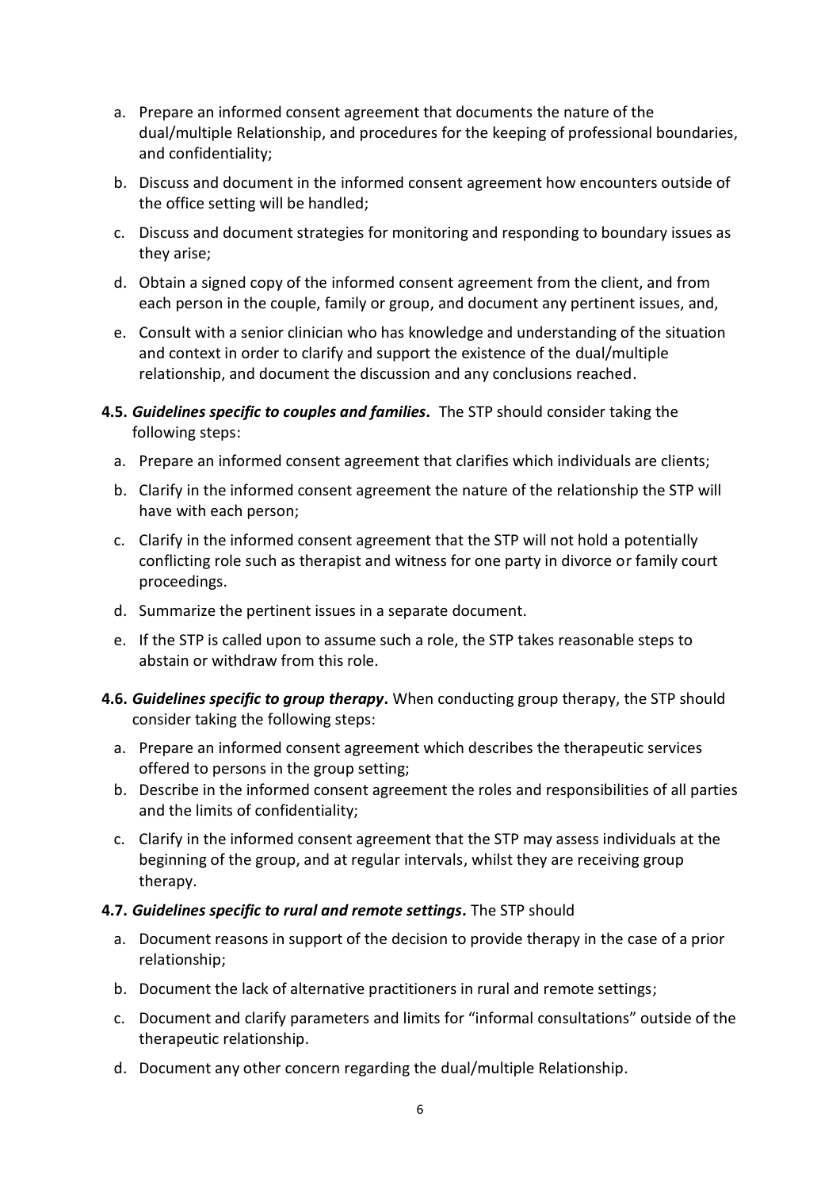a. Prepare an informed consent agreement that documents the nature of the dual/multiple Relationship, and procedures for the keeping of professional boundaries, and confidentiality;

b. Discuss and document in the informed consent agreement how encounters outside of the office setting will be handled;

c. Discuss and document strategies for monitoring and responding to boundary issues as they arise;

d. Obtain a signed copy of the informed consent agreement from the client, and from each person in the couple, family or group, and document any pertinent issues, and,

e. Consult with a senior clinician who has knowledge and understanding of the situation and context in order to clarify and support the existence of the dual/multiple relationship, and document the discussion and any conclusions reached.

**4.5.** ***Guidelines specific to couples and families.*** The STP should consider taking the following steps:

a. Prepare an informed consent agreement that clarifies which individuals are clients;

b. Clarify in the informed consent agreement the nature of the relationship the STP will have with each person;

c. Clarify in the informed consent agreement that the STP will not hold a potentially conflicting role such as therapist and witness for one party in divorce or family court proceedings.

d. Summarize the pertinent issues in a separate document.

e. If the STP is called upon to assume such a role, the STP takes reasonable steps to abstain or withdraw from this role.

**4.6.** ***Guidelines specific to group therapy*****.** When conducting group therapy, the STP should consider taking the following steps:

a. Prepare an informed consent agreement which describes the therapeutic services offered to persons in the group setting;

b. Describe in the informed consent agreement the roles and responsibilities of all parties and the limits of confidentiality;

c. Clarify in the informed consent agreement that the STP may assess individuals at the beginning of the group, and at regular intervals, whilst they are receiving group therapy.

**4.7.** ***Guidelines specific to rural and remote settings*****.** The STP should

a. Document reasons in support of the decision to provide therapy in the case of a prior relationship;

b. Document the lack of alternative practitioners in rural and remote settings;

c. Document and clarify parameters and limits for "informal consultations" outside of the therapeutic relationship.

d. Document any other concern regarding the dual/multiple Relationship.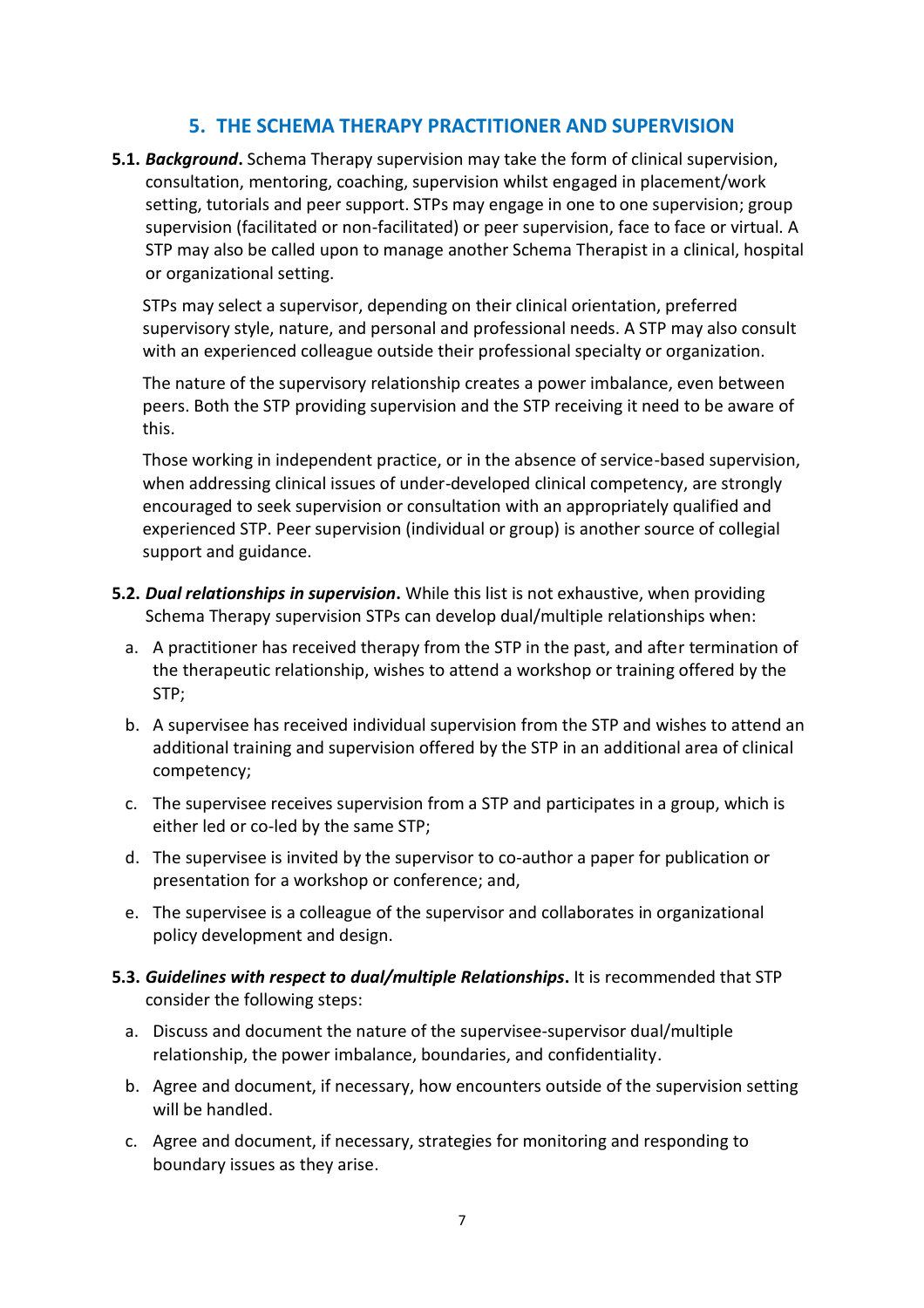## 5. THE SCHEMA THERAPY PRACTITIONER AND SUPERVISION

**5.1.** ***Background*****.** Schema Therapy supervision may take the form of clinical supervision, consultation, mentoring, coaching, supervision whilst engaged in placement/work setting, tutorials and peer support. STPs may engage in one to one supervision; group supervision (facilitated or non-facilitated) or peer supervision, face to face or virtual. A STP may also be called upon to manage another Schema Therapist in a clinical, hospital or organizational setting.

STPs may select a supervisor, depending on their clinical orientation, preferred supervisory style, nature, and personal and professional needs. A STP may also consult with an experienced colleague outside their professional specialty or organization.

The nature of the supervisory relationship creates a power imbalance, even between peers. Both the STP providing supervision and the STP receiving it need to be aware of this.

Those working in independent practice, or in the absence of service-based supervision, when addressing clinical issues of under-developed clinical competency, are strongly encouraged to seek supervision or consultation with an appropriately qualified and experienced STP. Peer supervision (individual or group) is another source of collegial support and guidance.

**5.2.** ***Dual relationships in supervision*****.** While this list is not exhaustive, when providing Schema Therapy supervision STPs can develop dual/multiple relationships when:

a. A practitioner has received therapy from the STP in the past, and after termination of the therapeutic relationship, wishes to attend a workshop or training offered by the STP;

b. A supervisee has received individual supervision from the STP and wishes to attend an additional training and supervision offered by the STP in an additional area of clinical competency;

c. The supervisee receives supervision from a STP and participates in a group, which is either led or co-led by the same STP;

d. The supervisee is invited by the supervisor to co-author a paper for publication or presentation for a workshop or conference; and,

e. The supervisee is a colleague of the supervisor and collaborates in organizational policy development and design.

**5.3.** ***Guidelines with respect to dual/multiple Relationships*****.** It is recommended that STP consider the following steps:

a. Discuss and document the nature of the supervisee-supervisor dual/multiple relationship, the power imbalance, boundaries, and confidentiality.

b. Agree and document, if necessary, how encounters outside of the supervision setting will be handled.

c. Agree and document, if necessary, strategies for monitoring and responding to boundary issues as they arise.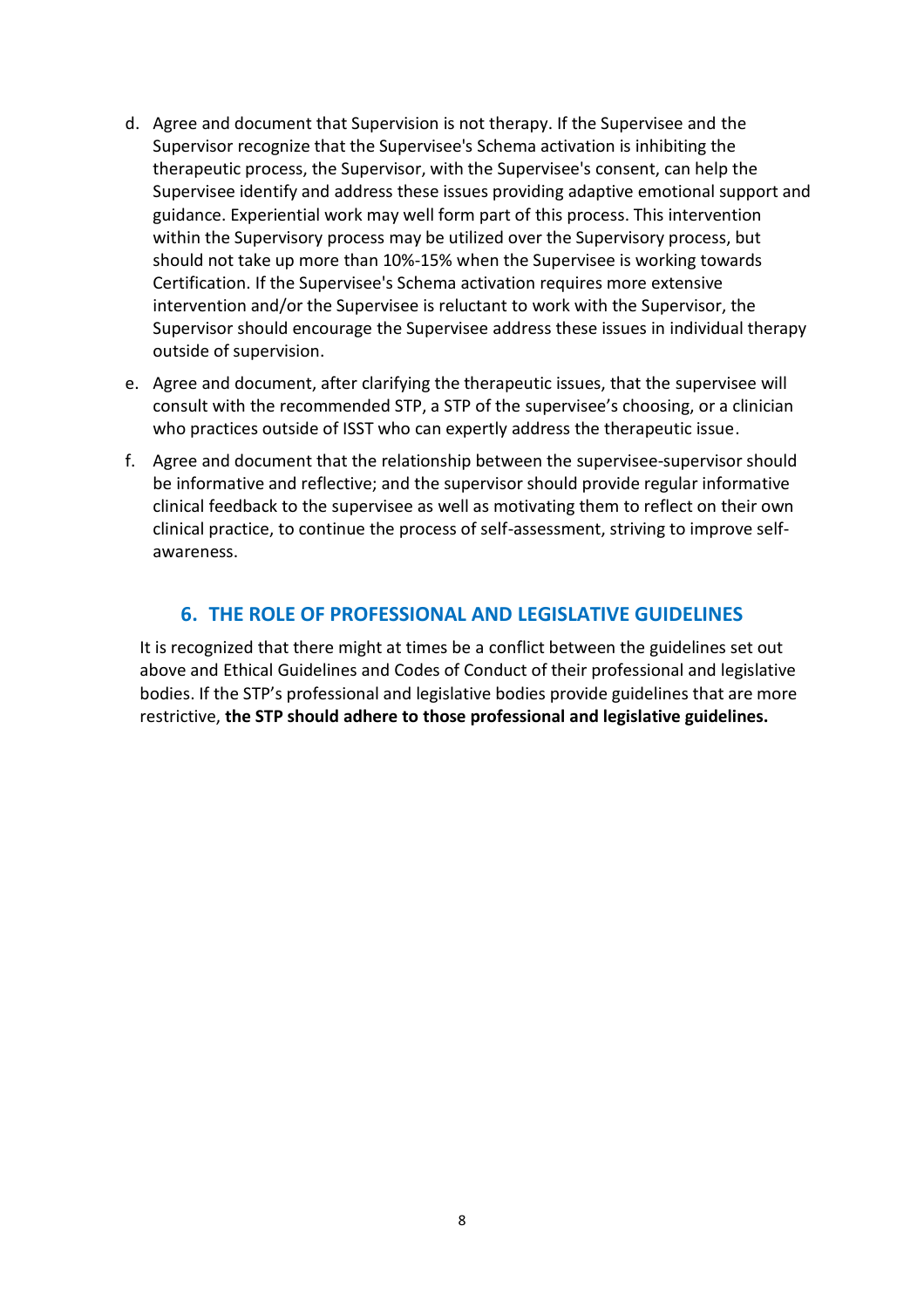d. Agree and document that Supervision is not therapy. If the Supervisee and the Supervisor recognize that the Supervisee's Schema activation is inhibiting the therapeutic process, the Supervisor, with the Supervisee's consent, can help the Supervisee identify and address these issues providing adaptive emotional support and guidance. Experiential work may well form part of this process. This intervention within the Supervisory process may be utilized over the Supervisory process, but should not take up more than 10%-15% when the Supervisee is working towards Certification. If the Supervisee's Schema activation requires more extensive intervention and/or the Supervisee is reluctant to work with the Supervisor, the Supervisor should encourage the Supervisee address these issues in individual therapy outside of supervision.

e. Agree and document, after clarifying the therapeutic issues, that the supervisee will consult with the recommended STP, a STP of the supervisee's choosing, or a clinician who practices outside of ISST who can expertly address the therapeutic issue.

f. Agree and document that the relationship between the supervisee-supervisor should be informative and reflective; and the supervisor should provide regular informative clinical feedback to the supervisee as well as motivating them to reflect on their own clinical practice, to continue the process of self-assessment, striving to improve self-awareness.

## 6. THE ROLE OF PROFESSIONAL AND LEGISLATIVE GUIDELINES

It is recognized that there might at times be a conflict between the guidelines set out above and Ethical Guidelines and Codes of Conduct of their professional and legislative bodies. If the STP's professional and legislative bodies provide guidelines that are more restrictive, **the STP should adhere to those professional and legislative guidelines.**